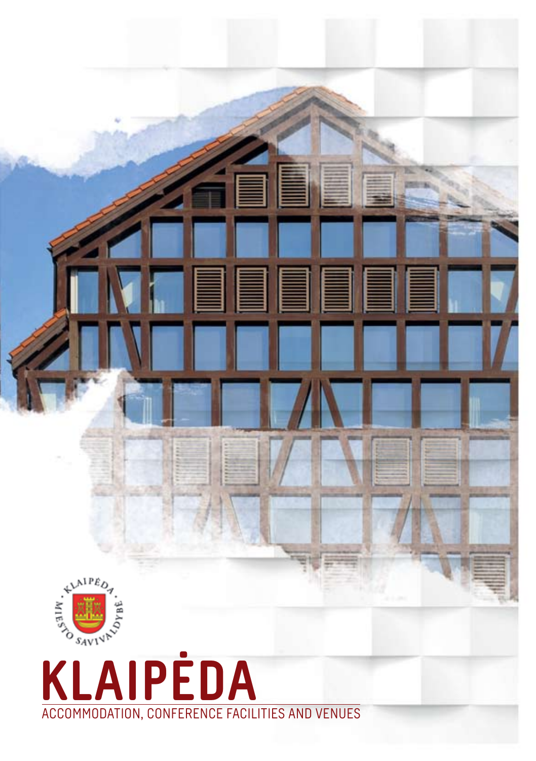# KLAIPĖDA

ACCOMMODATION, CONFERENCE FACILITIES AND VENUES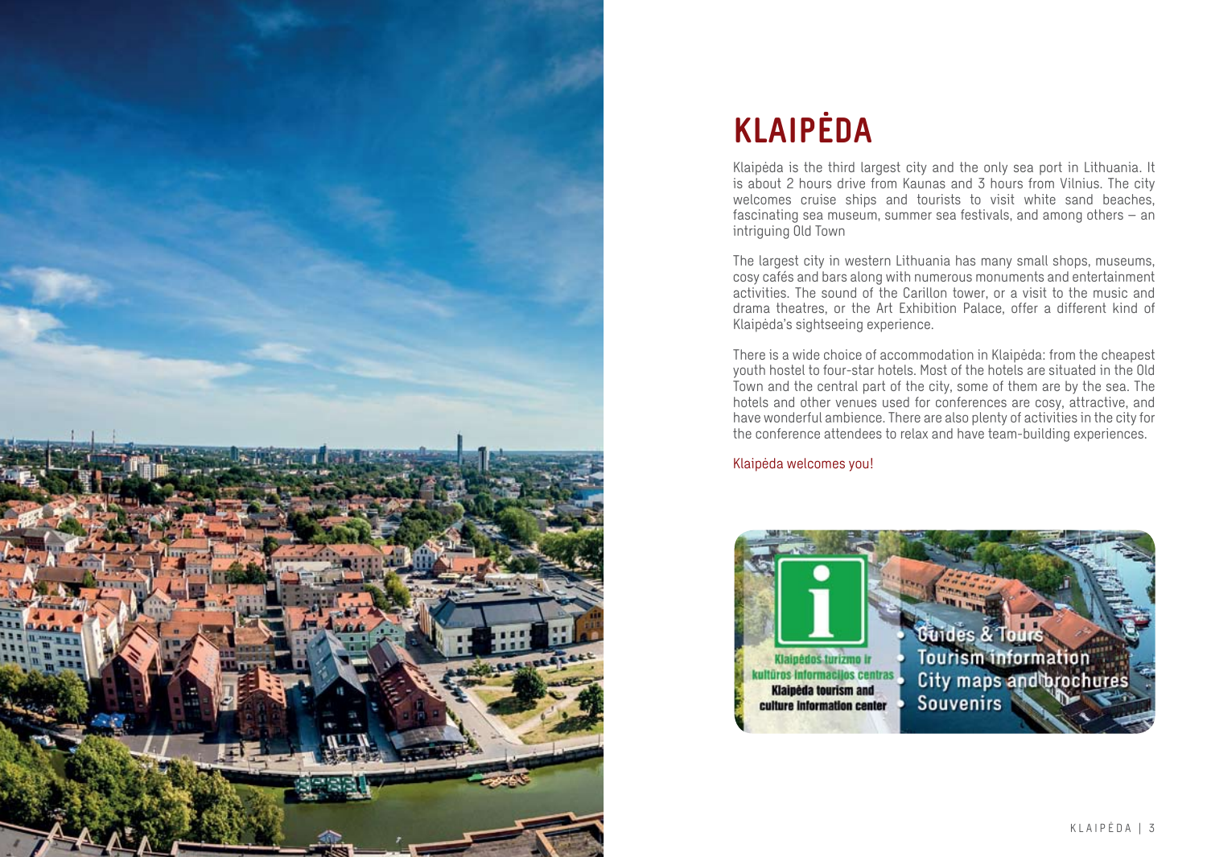# KLAIPĖDA

Klaipėda is the third largest city and the only sea port in Lithuania. It is about 2 hours drive from Kaunas and 3 hours from Vilnius. The city welcomes cruise ships and tourists to visit white sand beaches, fascinating sea museum, summer sea festivals, and among others – an intriguing Old Town

The largest city in western Lithuania has many small shops, museums, cosy cafés and bars along with numerous monuments and entertainment activities. The sound of the Carillon tower, or a visit to the music and drama theatres, or the Art Exhibition Palace, offer a different kind of Klaipėda's sightseeing experience.

There is a wide choice of accommodation in Klaipėda: from the cheapest youth hostel to four-star hotels. Most of the hotels are situated in the Old Town and the central part of the city, some of them are by the sea. The hotels and other venues used for conferences are cosy, attractive, and have wonderful ambience. There are also plenty of activities in the city for the conference attendees to relax and have team-building experiences.

Klaipėda welcomes you!

Klaipėdos turizmo ir kultūros informacijos centras
Klaipėda tourism and culture information center

- Guides & Tours
- Tourism information
- City maps and brochures
- Souvenirs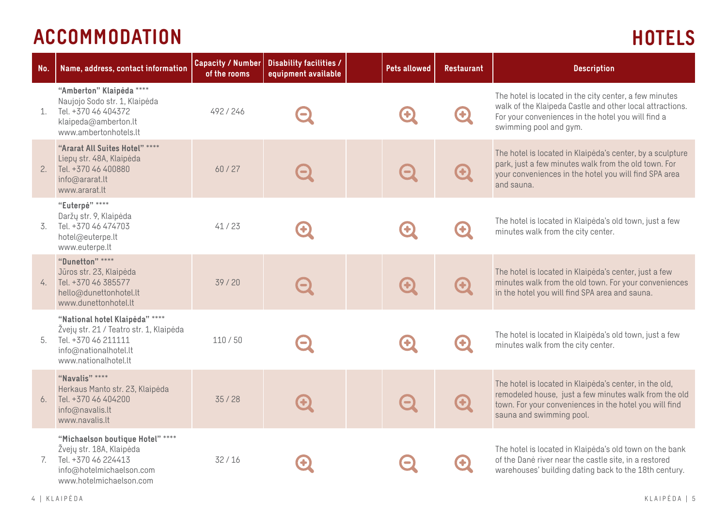# ACCOMMODATION

## HOTELS

| No. | Name, address, contact information | Capacity / Number of the rooms | Disability facilities / equipment available | | Pets allowed | Restaurant | Description |
|---|---|---|---|---|---|---|---|
| 1. | **"Amberton" Klaipėda** ****<br>Naujojo Sodo str. 1, Klaipėda<br>Tel. +370 46 404372<br>klaipeda@amberton.lt<br>www.ambertonhotels.lt | 492 / 246 | – | | + | + | The hotel is located in the city center, a few minutes walk of the Klaipeda Castle and other local attractions. For your conveniences in the hotel you will find a swimming pool and gym. |
| 2. | **"Ararat All Suites Hotel"** ****<br>Liepų str. 48A, Klaipėda<br>Tel. +370 46 400880<br>info@ararat.lt<br>www.ararat.lt | 60 / 27 | – | | – | + | The hotel is located in Klaipėda's center, by a sculpture park, just a few minutes walk from the old town. For your conveniences in the hotel you will find SPA area and sauna. |
| 3. | **"Euterpė"** ****<br>Daržų str. 9, Klaipėda<br>Tel. +370 46 474703<br>hotel@euterpe.lt<br>www.euterpe.lt | 41 / 23 | + | | + | + | The hotel is located in Klaipėda's old town, just a few minutes walk from the city center. |
| 4. | **"Dunetton"** ****<br>Jūros str. 23, Klaipėda<br>Tel. +370 46 385577<br>hello@dunettonhotel.lt<br>www.dunettonhotel.lt | 39 / 20 | – | | + | + | The hotel is located in Klaipėda's center, just a few minutes walk from the old town. For your conveniences in the hotel you will find SPA area and sauna. |
| 5. | **"National hotel Klaipėda"** ****<br>Žvejų str. 21 / Teatro str. 1, Klaipėda<br>Tel. +370 46 211111<br>info@nationalhotel.lt<br>www.nationalhotel.lt | 110 / 50 | – | | + | + | The hotel is located in Klaipėda's old town, just a few minutes walk from the city center. |
| 6. | **"Navalis"** ****<br>Herkaus Manto str. 23, Klaipėda<br>Tel. +370 46 404200<br>info@navalis.lt<br>www.navalis.lt | 35 / 28 | + | | – | + | The hotel is located in Klaipėda's center, in the old, remodeled house, just a few minutes walk from the old town. For your conveniences in the hotel you will find sauna and swimming pool. |
| 7. | **"Michaelson boutique Hotel"** ****<br>Žvejų str. 18A, Klaipėda<br>Tel. +370 46 224413<br>info@hotelmichaelson.com<br>www.hotelmichaelson.com | 32 / 16 | + | | – | + | The hotel is located in Klaipėda's old town on the bank of the Danė river near the castle site, in a restored warehouses' building dating back to the 18th century. |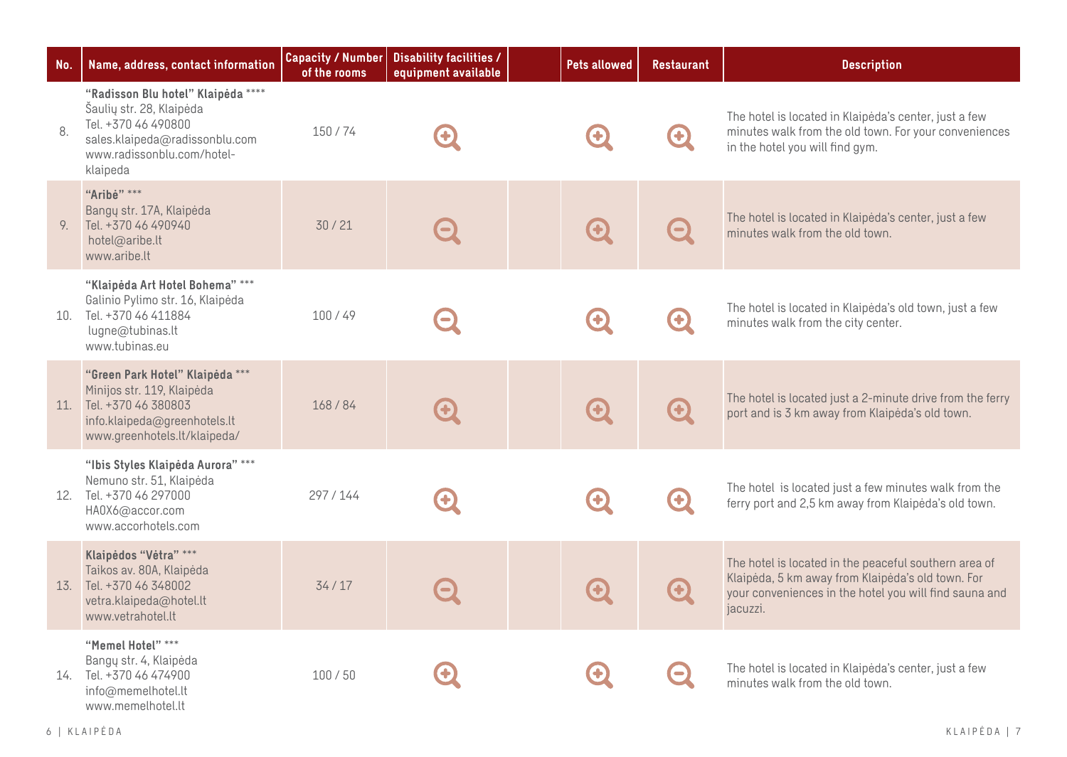| No. | Name, address, contact information | Capacity / Number of the rooms | Disability facilities / equipment available | | Pets allowed | Restaurant | Description |
|---|---|---|---|---|---|---|---|
| 8. | **"Radisson Blu hotel" Klaipėda** \*\*\*\*<br>Šaulių str. 28, Klaipėda<br>Tel. +370 46 490800<br>sales.klaipeda@radissonblu.com<br>www.radissonblu.com/hotel-klaipeda | 150 / 74 | + | | + | + | The hotel is located in Klaipėda's center, just a few minutes walk from the old town. For your conveniences in the hotel you will find gym. |
| 9. | **"Aribė"** \*\*\*<br>Bangų str. 17A, Klaipėda<br>Tel. +370 46 490940<br>hotel@aribe.lt<br>www.aribe.lt | 30 / 21 | − | | + | − | The hotel is located in Klaipėda's center, just a few minutes walk from the old town. |
| 10. | **"Klaipėda Art Hotel Bohema"** \*\*\*<br>Galinio Pylimo str. 16, Klaipėda<br>Tel. +370 46 411884<br>lugne@tubinas.lt<br>www.tubinas.eu | 100 / 49 | − | | + | + | The hotel is located in Klaipėda's old town, just a few minutes walk from the city center. |
| 11. | **"Green Park Hotel" Klaipėda** \*\*\*<br>Minijos str. 119, Klaipėda<br>Tel. +370 46 380803<br>info.klaipeda@greenhotels.lt<br>www.greenhotels.lt/klaipeda/ | 168 / 84 | + | | + | + | The hotel is located just a 2-minute drive from the ferry port and is 3 km away from Klaipėda's old town. |
| 12. | **"Ibis Styles Klaipėda Aurora"** \*\*\*<br>Nemuno str. 51, Klaipėda<br>Tel. +370 46 297000<br>HA0X6@accor.com<br>www.accorhotels.com | 297 / 144 | + | | + | + | The hotel is located just a few minutes walk from the ferry port and 2,5 km away from Klaipėda's old town. |
| 13. | **Klaipėdos "Vėtra"** \*\*\*<br>Taikos av. 80A, Klaipėda<br>Tel. +370 46 348002<br>vetra.klaipeda@hotel.lt<br>www.vetrahotel.lt | 34 / 17 | − | | + | + | The hotel is located in the peaceful southern area of Klaipėda, 5 km away from Klaipėda's old town. For your conveniences in the hotel you will find sauna and jacuzzi. |
| 14. | **"Memel Hotel"** \*\*\*<br>Bangų str. 4, Klaipėda<br>Tel. +370 46 474900<br>info@memelhotel.lt<br>www.memelhotel.lt | 100 / 50 | + | | + | − | The hotel is located in Klaipėda's center, just a few minutes walk from the old town. |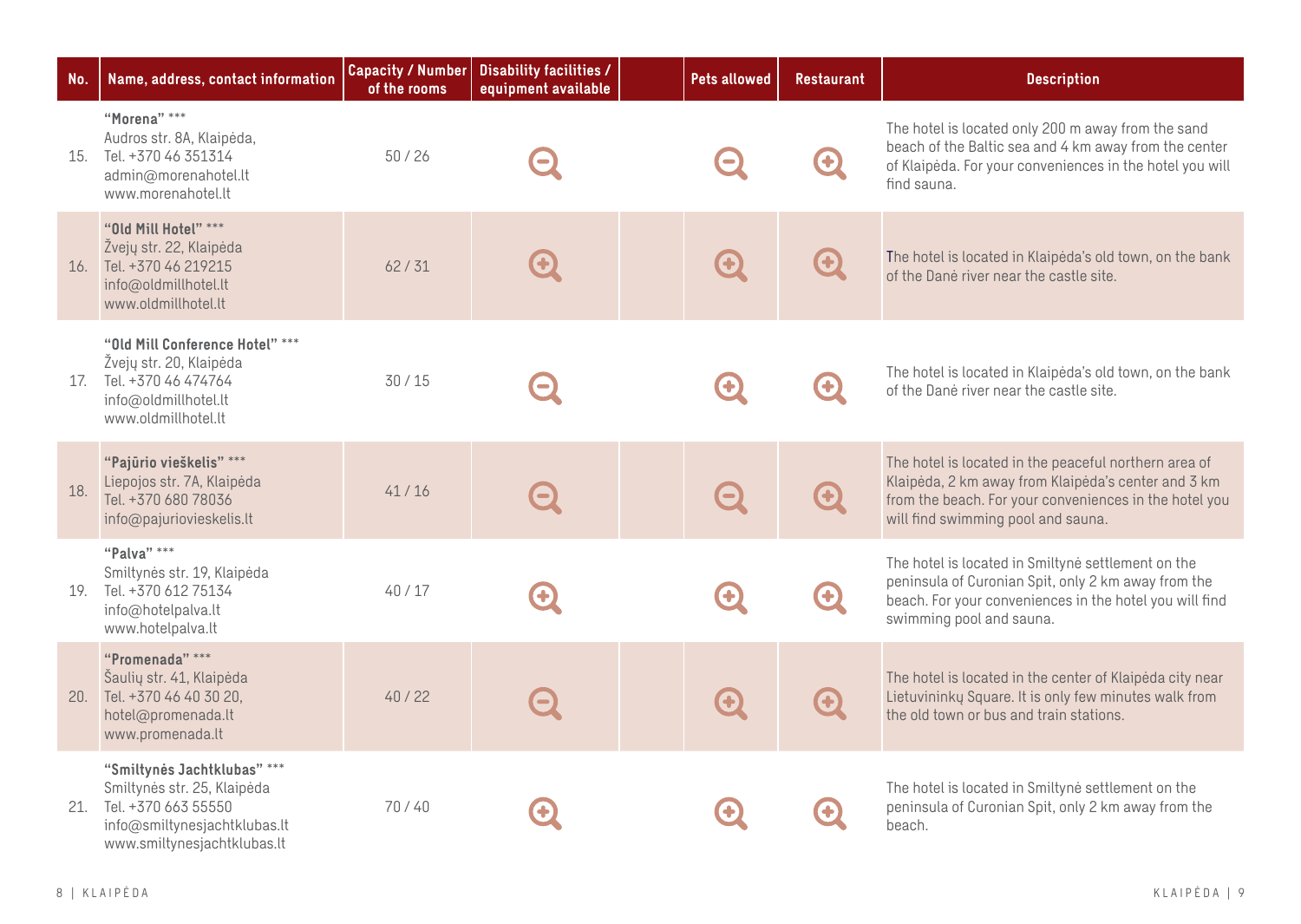| No. | Name, address, contact information | Capacity / Number of the rooms | Disability facilities / equipment available | | Pets allowed | Restaurant | Description |
|---|---|---|---|---|---|---|---|
| 15. | **"Morena"** \*\*\*<br>Audros str. 8A, Klaipėda,<br>Tel. +370 46 351314<br>admin@morenahotel.lt<br>www.morenahotel.lt | 50 / 26 | – | | – | + | The hotel is located only 200 m away from the sand beach of the Baltic sea and 4 km away from the center of Klaipėda. For your conveniences in the hotel you will find sauna. |
| 16. | **"Old Mill Hotel"** \*\*\*<br>Žvejų str. 22, Klaipėda<br>Tel. +370 46 219215<br>info@oldmillhotel.lt<br>www.oldmillhotel.lt | 62 / 31 | + | | + | + | The hotel is located in Klaipėda's old town, on the bank of the Danė river near the castle site. |
| 17. | **"Old Mill Conference Hotel"** \*\*\*<br>Žvejų str. 20, Klaipėda<br>Tel. +370 46 474764<br>info@oldmillhotel.lt<br>www.oldmillhotel.lt | 30 / 15 | – | | + | + | The hotel is located in Klaipėda's old town, on the bank of the Danė river near the castle site. |
| 18. | **"Pajūrio vieškelis"** \*\*\*<br>Liepojos str. 7A, Klaipėda<br>Tel. +370 680 78036<br>info@pajuriovieskelis.lt | 41 / 16 | – | | – | + | The hotel is located in the peaceful northern area of Klaipėda, 2 km away from Klaipėda's center and 3 km from the beach. For your conveniences in the hotel you will find swimming pool and sauna. |
| 19. | **"Palva"** \*\*\*<br>Smiltynės str. 19, Klaipėda<br>Tel. +370 612 75134<br>info@hotelpalva.lt<br>www.hotelpalva.lt | 40 / 17 | + | | + | + | The hotel is located in Smiltynė settlement on the peninsula of Curonian Spit, only 2 km away from the beach. For your conveniences in the hotel you will find swimming pool and sauna. |
| 20. | **"Promenada"** \*\*\*<br>Šaulių str. 41, Klaipėda<br>Tel. +370 46 40 30 20,<br>hotel@promenada.lt<br>www.promenada.lt | 40 / 22 | – | | + | + | The hotel is located in the center of Klaipėda city near Lietuvininkų Square. It is only few minutes walk from the old town or bus and train stations. |
| 21. | **"Smiltynės Jachtklubas"** \*\*\*<br>Smiltynės str. 25, Klaipėda<br>Tel. +370 663 55550<br>info@smiltynesjachtklubas.lt<br>www.smiltynesjachtklubas.lt | 70 / 40 | + | | + | + | The hotel is located in Smiltynė settlement on the peninsula of Curonian Spit, only 2 km away from the beach. |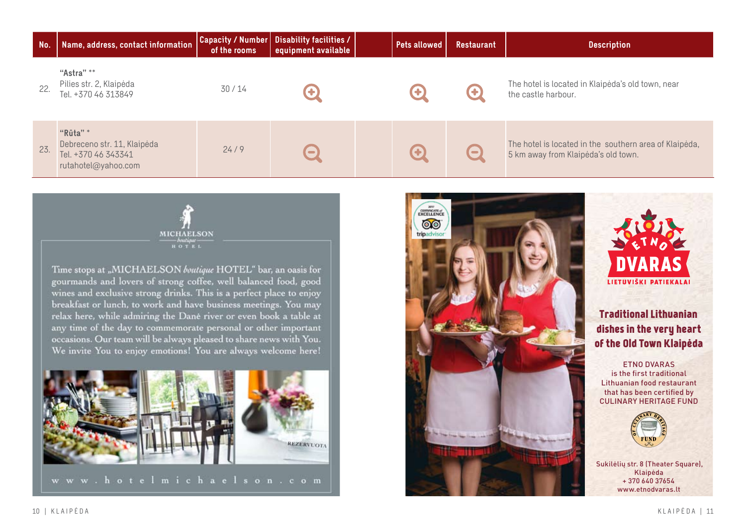| No. | Name, address, contact information | Capacity / Number of the rooms | Disability facilities / equipment available | | Pets allowed | Restaurant | Description |
|---|---|---|---|---|---|---|---|
| 22. | "Astra" ** Pilies str. 2, Klaipėda Tel. +370 46 313849 | 30 / 14 | + | | + | + | The hotel is located in Klaipėda's old town, near the castle harbour. |
| 23. | "Rūta" * Debreceno str. 11, Klaipėda Tel. +370 46 343341 rutahotel@yahoo.com | 24 / 9 | – | | + | – | The hotel is located in the southern area of Klaipėda, 5 km away from Klaipėda's old town. |

MICHAELSON *boutique* HOTEL

Time stops at „MICHAELSON *boutique* HOTEL" bar, an oasis for gourmands and lovers of strong coffee, well balanced food, good wines and exclusive strong drinks. This is a perfect place to enjoy breakfast or lunch, to work and have business meetings. You may relax here, while admiring the Danė river or even book a table at any time of the day to commemorate personal or other important occasions. Our team will be always pleased to share news with You. We invite You to enjoy emotions! You are always welcome here!

www.hotelmichaelson.com

ETNO DVARAS
LIETUVIŠKI PATIEKALAI

**Traditional Lithuanian dishes in the very heart of the Old Town Klaipėda**

ETNO DVARAS is the first traditional Lithuanian food restaurant that has been certified by CULINARY HERITAGE FUND

Sukilėlių str. 8 (Theater Square), Klaipėda
+ 370 640 37654
www.etnodvaras.lt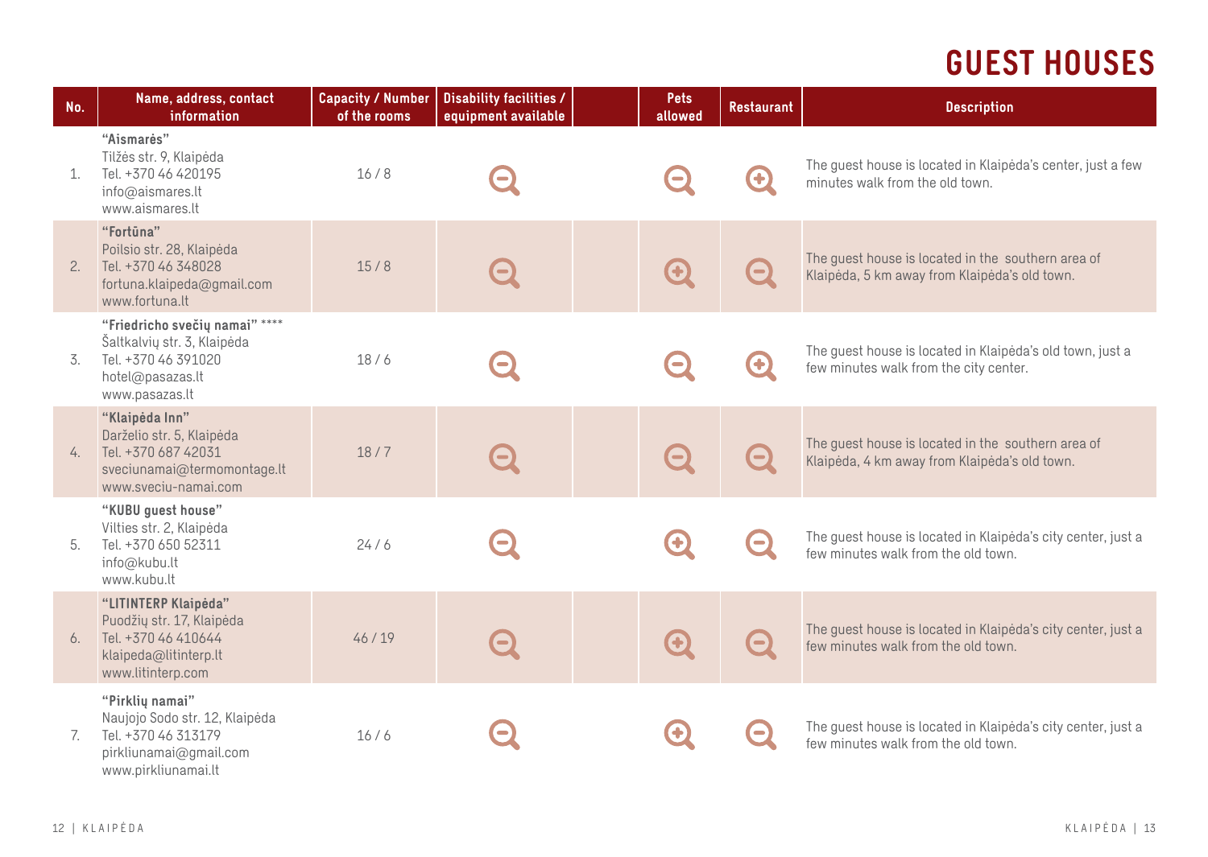# GUEST HOUSES

| No. | Name, address, contact information | Capacity / Number of the rooms | Disability facilities / equipment available | Pets allowed | Restaurant | Description |
|---|---|---|---|---|---|---|
| 1. | **"Aismarės"**<br>Tilžės str. 9, Klaipėda<br>Tel. +370 46 420195<br>info@aismares.lt<br>www.aismares.lt | 16 / 8 | − | − | + | The guest house is located in Klaipėda's center, just a few minutes walk from the old town. |
| 2. | **"Fortūna"**<br>Poilsio str. 28, Klaipėda<br>Tel. +370 46 348028<br>fortuna.klaipeda@gmail.com<br>www.fortuna.lt | 15 / 8 | − | + | − | The guest house is located in the southern area of Klaipėda, 5 km away from Klaipėda's old town. |
| 3. | **"Friedricho svečių namai"** ****<br>Šaltkalvių str. 3, Klaipėda<br>Tel. +370 46 391020<br>hotel@pasazas.lt<br>www.pasazas.lt | 18 / 6 | − | − | + | The guest house is located in Klaipėda's old town, just a few minutes walk from the city center. |
| 4. | **"Klaipėda Inn"**<br>Darželio str. 5, Klaipėda<br>Tel. +370 687 42031<br>sveciunamai@termomontage.lt<br>www.sveciu-namai.com | 18 / 7 | − | − | − | The guest house is located in the southern area of Klaipėda, 4 km away from Klaipėda's old town. |
| 5. | **"KUBU guest house"**<br>Vilties str. 2, Klaipėda<br>Tel. +370 650 52311<br>info@kubu.lt<br>www.kubu.lt | 24 / 6 | − | + | − | The guest house is located in Klaipėda's city center, just a few minutes walk from the old town. |
| 6. | **"LITINTERP Klaipėda"**<br>Puodžių str. 17, Klaipėda<br>Tel. +370 46 410644<br>klaipeda@litinterp.lt<br>www.litinterp.com | 46 / 19 | − | + | − | The guest house is located in Klaipėda's city center, just a few minutes walk from the old town. |
| 7. | **"Pirklių namai"**<br>Naujojo Sodo str. 12, Klaipėda<br>Tel. +370 46 313179<br>pirkliunamai@gmail.com<br>www.pirkliunamai.lt | 16 / 6 | − | + | − | The guest house is located in Klaipėda's city center, just a few minutes walk from the old town. |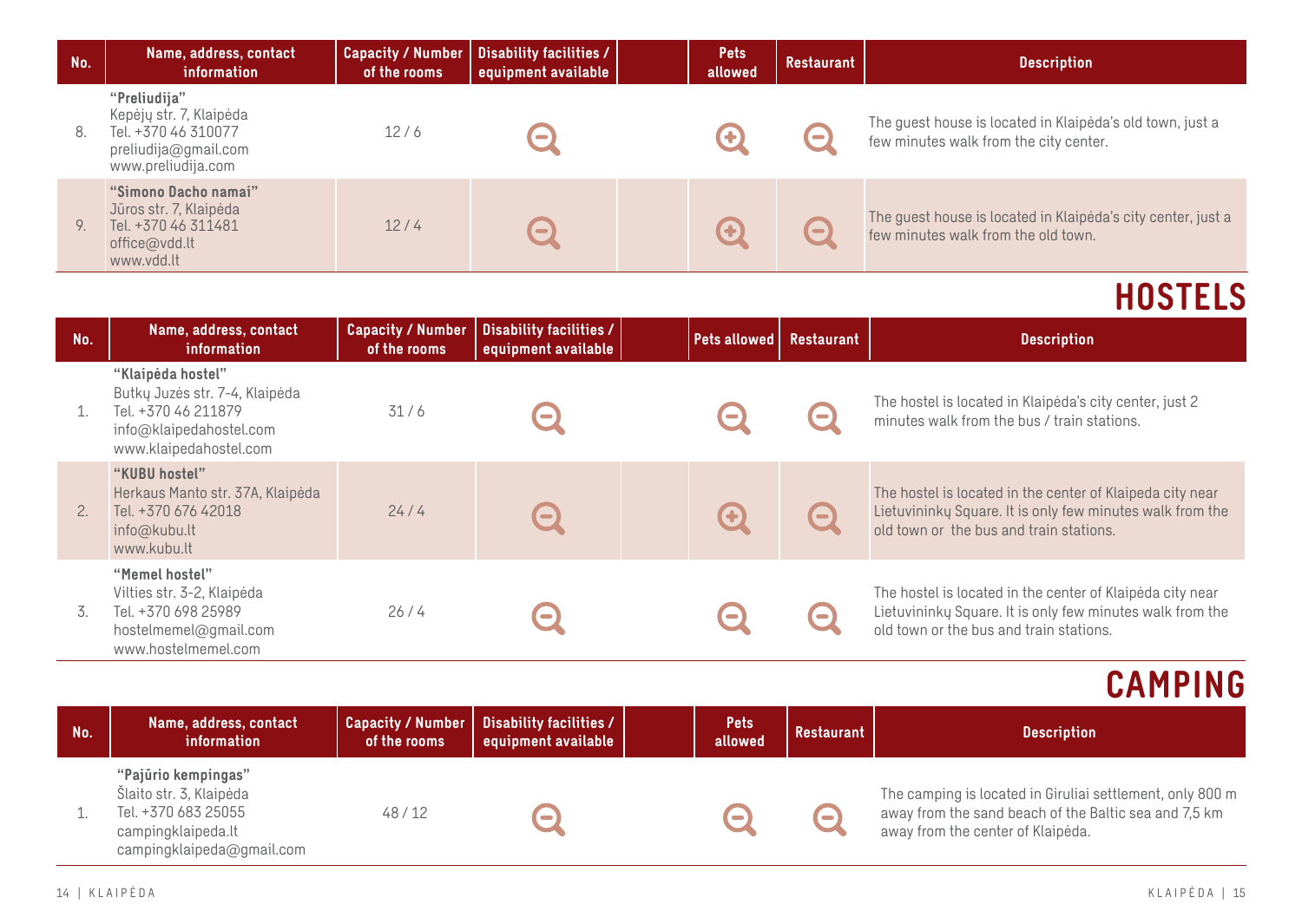| No. | Name, address, contact information | Capacity / Number of the rooms | Disability facilities / equipment available | | Pets allowed | Restaurant | Description |
|---|---|---|---|---|---|---|---|
| 8. | **"Preliudija"**<br>Kepėjų str. 7, Klaipėda<br>Tel. +370 46 310077<br>preliudija@gmail.com<br>www.preliudija.com | 12 / 6 | − | | + | − | The guest house is located in Klaipėda's old town, just a few minutes walk from the city center. |
| 9. | **"Simono Dacho namai"**<br>Jūros str. 7, Klaipėda<br>Tel. +370 46 311481<br>office@vdd.lt<br>www.vdd.lt | 12 / 4 | − | | + | − | The guest house is located in Klaipėda's city center, just a few minutes walk from the old town. |

# HOSTELS

| No. | Name, address, contact information | Capacity / Number of the rooms | Disability facilities / equipment available | | Pets allowed | Restaurant | Description |
|---|---|---|---|---|---|---|---|
| 1. | **"Klaipėda hostel"**<br>Butkų Juzės str. 7-4, Klaipėda<br>Tel. +370 46 211879<br>info@klaipedahostel.com<br>www.klaipedahostel.com | 31 / 6 | − | | − | − | The hostel is located in Klaipėda's city center, just 2 minutes walk from the bus / train stations. |
| 2. | **"KUBU hostel"**<br>Herkaus Manto str. 37A, Klaipėda<br>Tel. +370 676 42018<br>info@kubu.lt<br>www.kubu.lt | 24 / 4 | − | | + | − | The hostel is located in the center of Klaipeda city near Lietuvininkų Square. It is only few minutes walk from the old town or the bus and train stations. |
| 3. | **"Memel hostel"**<br>Vilties str. 3-2, Klaipėda<br>Tel. +370 698 25989<br>hostelmemel@gmail.com<br>www.hostelmemel.com | 26 / 4 | − | | − | − | The hostel is located in the center of Klaipėda city near Lietuvininkų Square. It is only few minutes walk from the old town or the bus and train stations. |

# CAMPING

| No. | Name, address, contact information | Capacity / Number of the rooms | Disability facilities / equipment available | | Pets allowed | Restaurant | Description |
|---|---|---|---|---|---|---|---|
| 1. | **"Pajūrio kempingas"**<br>Šlaito str. 3, Klaipėda<br>Tel. +370 683 25055<br>campingklaipeda.lt<br>campingklaipeda@gmail.com | 48 / 12 | − | | − | − | The camping is located in Giruliai settlement, only 800 m away from the sand beach of the Baltic sea and 7,5 km away from the center of Klaipėda. |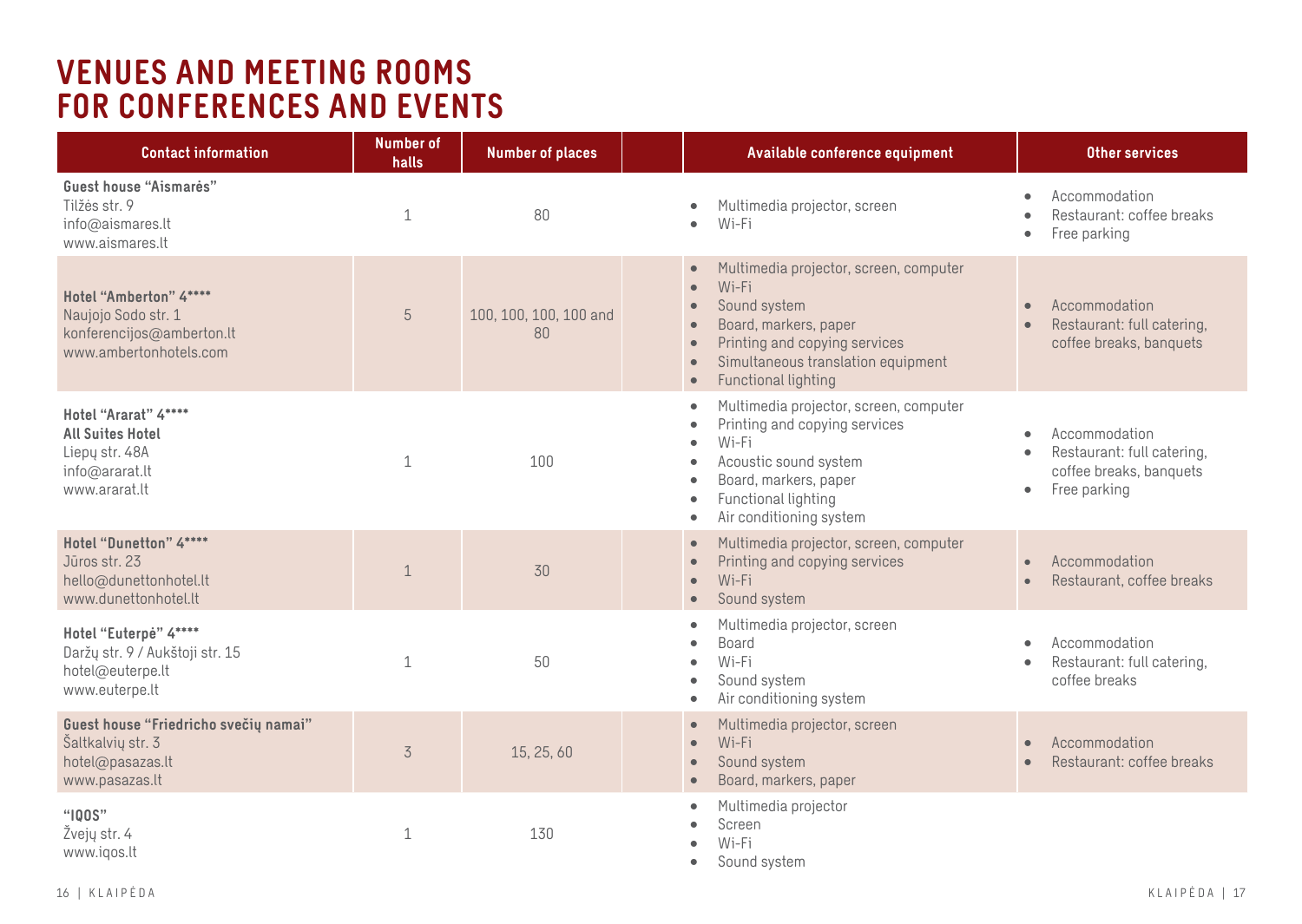# VENUES AND MEETING ROOMS FOR CONFERENCES AND EVENTS

| Contact information | Number of halls | Number of places | Available conference equipment | Other services |
|---|---|---|---|---|
| **Guest house "Aismarės"**<br>Tilžės str. 9<br>info@aismares.lt<br>www.aismares.lt | 1 | 80 | • Multimedia projector, screen<br>• Wi-Fi | • Accommodation<br>• Restaurant: coffee breaks<br>• Free parking |
| **Hotel "Amberton" 4\*\*\*\***<br>Naujojo Sodo str. 1<br>konferencijos@amberton.lt<br>www.ambertonhotels.com | 5 | 100, 100, 100, 100 and 80 | • Multimedia projector, screen, computer<br>• Wi-Fi<br>• Sound system<br>• Board, markers, paper<br>• Printing and copying services<br>• Simultaneous translation equipment<br>• Functional lighting | • Accommodation<br>• Restaurant: full catering, coffee breaks, banquets |
| **Hotel "Ararat" 4\*\*\*\***<br>**All Suites Hotel**<br>Liepų str. 48A<br>info@ararat.lt<br>www.ararat.lt | 1 | 100 | • Multimedia projector, screen, computer<br>• Printing and copying services<br>• Wi-Fi<br>• Acoustic sound system<br>• Board, markers, paper<br>• Functional lighting<br>• Air conditioning system | • Accommodation<br>• Restaurant: full catering, coffee breaks, banquets<br>• Free parking |
| **Hotel "Dunetton" 4\*\*\*\***<br>Jūros str. 23<br>hello@dunettonhotel.lt<br>www.dunettonhotel.lt | 1 | 30 | • Multimedia projector, screen, computer<br>• Printing and copying services<br>• Wi-Fi<br>• Sound system | • Accommodation<br>• Restaurant, coffee breaks |
| **Hotel "Euterpė" 4\*\*\*\***<br>Daržų str. 9 / Aukštoji str. 15<br>hotel@euterpe.lt<br>www.euterpe.lt | 1 | 50 | • Multimedia projector, screen<br>• Board<br>• Wi-Fi<br>• Sound system<br>• Air conditioning system | • Accommodation<br>• Restaurant: full catering, coffee breaks |
| **Guest house "Friedricho svečių namai"**<br>Šaltkalvių str. 3<br>hotel@pasazas.lt<br>www.pasazas.lt | 3 | 15, 25, 60 | • Multimedia projector, screen<br>• Wi-Fi<br>• Sound system<br>• Board, markers, paper | • Accommodation<br>• Restaurant: coffee breaks |
| **"IQOS"**<br>Žvejų str. 4<br>www.iqos.lt | 1 | 130 | • Multimedia projector<br>• Screen<br>• Wi-Fi<br>• Sound system | |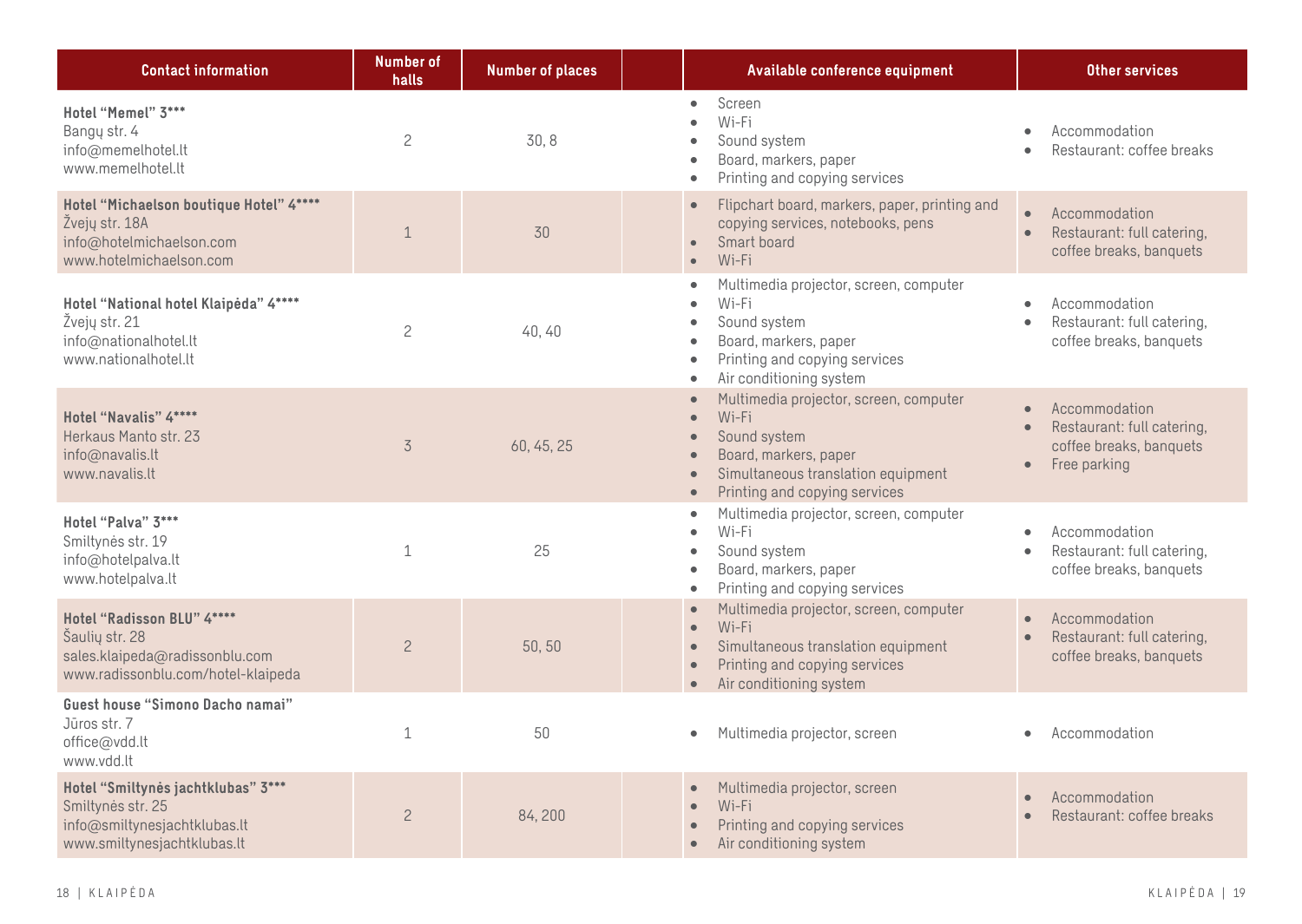| Contact information | Number of halls | Number of places | | Available conference equipment | Other services |
|---|---|---|---|---|---|
| **Hotel "Memel" 3\*\*\***<br>Bangų str. 4<br>info@memelhotel.lt<br>www.memelhotel.lt | 2 | 30, 8 | | • Screen<br>• Wi-Fi<br>• Sound system<br>• Board, markers, paper<br>• Printing and copying services | • Accommodation<br>• Restaurant: coffee breaks |
| **Hotel "Michaelson boutique Hotel" 4\*\*\*\***<br>Žvejų str. 18A<br>info@hotelmichaelson.com<br>www.hotelmichaelson.com | 1 | 30 | | • Flipchart board, markers, paper, printing and copying services, notebooks, pens<br>• Smart board<br>• Wi-Fi | • Accommodation<br>• Restaurant: full catering, coffee breaks, banquets |
| **Hotel "National hotel Klaipėda" 4\*\*\*\***<br>Žvejų str. 21<br>info@nationalhotel.lt<br>www.nationalhotel.lt | 2 | 40, 40 | | • Multimedia projector, screen, computer<br>• Wi-Fi<br>• Sound system<br>• Board, markers, paper<br>• Printing and copying services<br>• Air conditioning system | • Accommodation<br>• Restaurant: full catering, coffee breaks, banquets |
| **Hotel "Navalis" 4\*\*\*\***<br>Herkaus Manto str. 23<br>info@navalis.lt<br>www.navalis.lt | 3 | 60, 45, 25 | | • Multimedia projector, screen, computer<br>• Wi-Fi<br>• Sound system<br>• Board, markers, paper<br>• Simultaneous translation equipment<br>• Printing and copying services | • Accommodation<br>• Restaurant: full catering, coffee breaks, banquets<br>• Free parking |
| **Hotel "Palva" 3\*\*\***<br>Smiltynės str. 19<br>info@hotelpalva.lt<br>www.hotelpalva.lt | 1 | 25 | | • Multimedia projector, screen, computer<br>• Wi-Fi<br>• Sound system<br>• Board, markers, paper<br>• Printing and copying services | • Accommodation<br>• Restaurant: full catering, coffee breaks, banquets |
| **Hotel "Radisson BLU" 4\*\*\*\***<br>Šaulių str. 28<br>sales.klaipeda@radissonblu.com<br>www.radissonblu.com/hotel-klaipeda | 2 | 50, 50 | | • Multimedia projector, screen, computer<br>• Wi-Fi<br>• Simultaneous translation equipment<br>• Printing and copying services<br>• Air conditioning system | • Accommodation<br>• Restaurant: full catering, coffee breaks, banquets |
| **Guest house "Simono Dacho namai"**<br>Jūros str. 7<br>office@vdd.lt<br>www.vdd.lt | 1 | 50 | | • Multimedia projector, screen | • Accommodation |
| **Hotel "Smiltynės jachtklubas" 3\*\*\***<br>Smiltynės str. 25<br>info@smiltynesjachtklubas.lt<br>www.smiltynesjachtklubas.lt | 2 | 84, 200 | | • Multimedia projector, screen<br>• Wi-Fi<br>• Printing and copying services<br>• Air conditioning system | • Accommodation<br>• Restaurant: coffee breaks |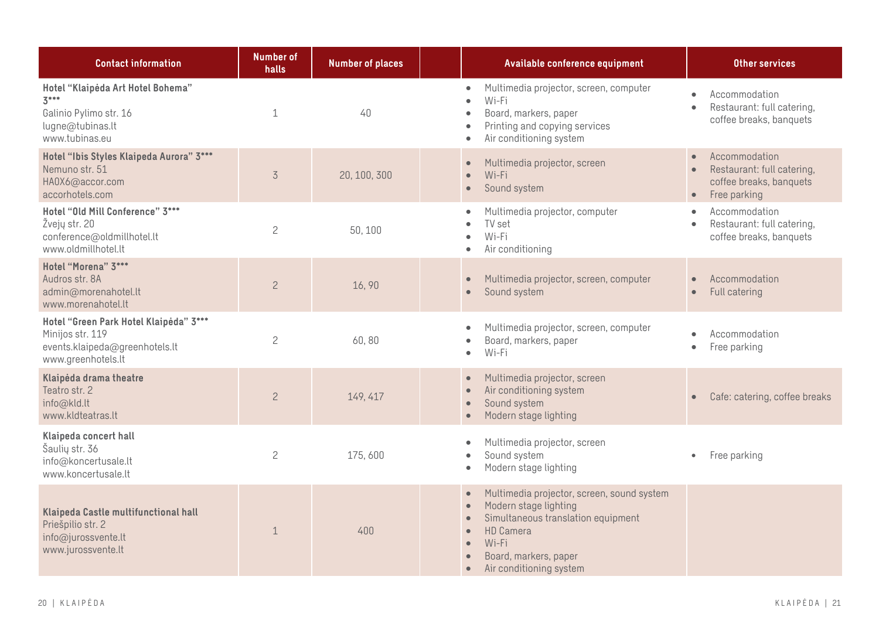| Contact information | Number of halls | Number of places | | Available conference equipment | Other services |
|---|---|---|---|---|---|
| **Hotel "Klaipėda Art Hotel Bohema" 3\*\*\***<br>Galinio Pylimo str. 16<br>lugne@tubinas.lt<br>www.tubinas.eu | 1 | 40 | | • Multimedia projector, screen, computer<br>• Wi-Fi<br>• Board, markers, paper<br>• Printing and copying services<br>• Air conditioning system | • Accommodation<br>• Restaurant: full catering, coffee breaks, banquets |
| **Hotel "Ibis Styles Klaipeda Aurora" 3\*\*\***<br>Nemuno str. 51<br>HA0X6@accor.com<br>accorhotels.com | 3 | 20, 100, 300 | | • Multimedia projector, screen<br>• Wi-Fi<br>• Sound system | • Accommodation<br>• Restaurant: full catering, coffee breaks, banquets<br>• Free parking |
| **Hotel "Old Mill Conference" 3\*\*\***<br>Žvejų str. 20<br>conference@oldmillhotel.lt<br>www.oldmillhotel.lt | 2 | 50, 100 | | • Multimedia projector, computer<br>• TV set<br>• Wi-Fi<br>• Air conditioning | • Accommodation<br>• Restaurant: full catering, coffee breaks, banquets |
| **Hotel "Morena" 3\*\*\***<br>Audros str. 8A<br>admin@morenahotel.lt<br>www.morenahotel.lt | 2 | 16, 90 | | • Multimedia projector, screen, computer<br>• Sound system | • Accommodation<br>• Full catering |
| **Hotel "Green Park Hotel Klaipėda" 3\*\*\***<br>Minijos str. 119<br>events.klaipeda@greenhotels.lt<br>www.greenhotels.lt | 2 | 60, 80 | | • Multimedia projector, screen, computer<br>• Board, markers, paper<br>• Wi-Fi | • Accommodation<br>• Free parking |
| **Klaipėda drama theatre**<br>Teatro str. 2<br>info@kld.lt<br>www.kldteatras.lt | 2 | 149, 417 | | • Multimedia projector, screen<br>• Air conditioning system<br>• Sound system<br>• Modern stage lighting | • Cafe: catering, coffee breaks |
| **Klaipeda concert hall**<br>Šaulių str. 36<br>info@koncertusale.lt<br>www.koncertusale.lt | 2 | 175, 600 | | • Multimedia projector, screen<br>• Sound system<br>• Modern stage lighting | • Free parking |
| **Klaipeda Castle multifunctional hall**<br>Priešpilio str. 2<br>info@jurossvente.lt<br>www.jurossvente.lt | 1 | 400 | | • Multimedia projector, screen, sound system<br>• Modern stage lighting<br>• Simultaneous translation equipment<br>• HD Camera<br>• Wi-Fi<br>• Board, markers, paper<br>• Air conditioning system | |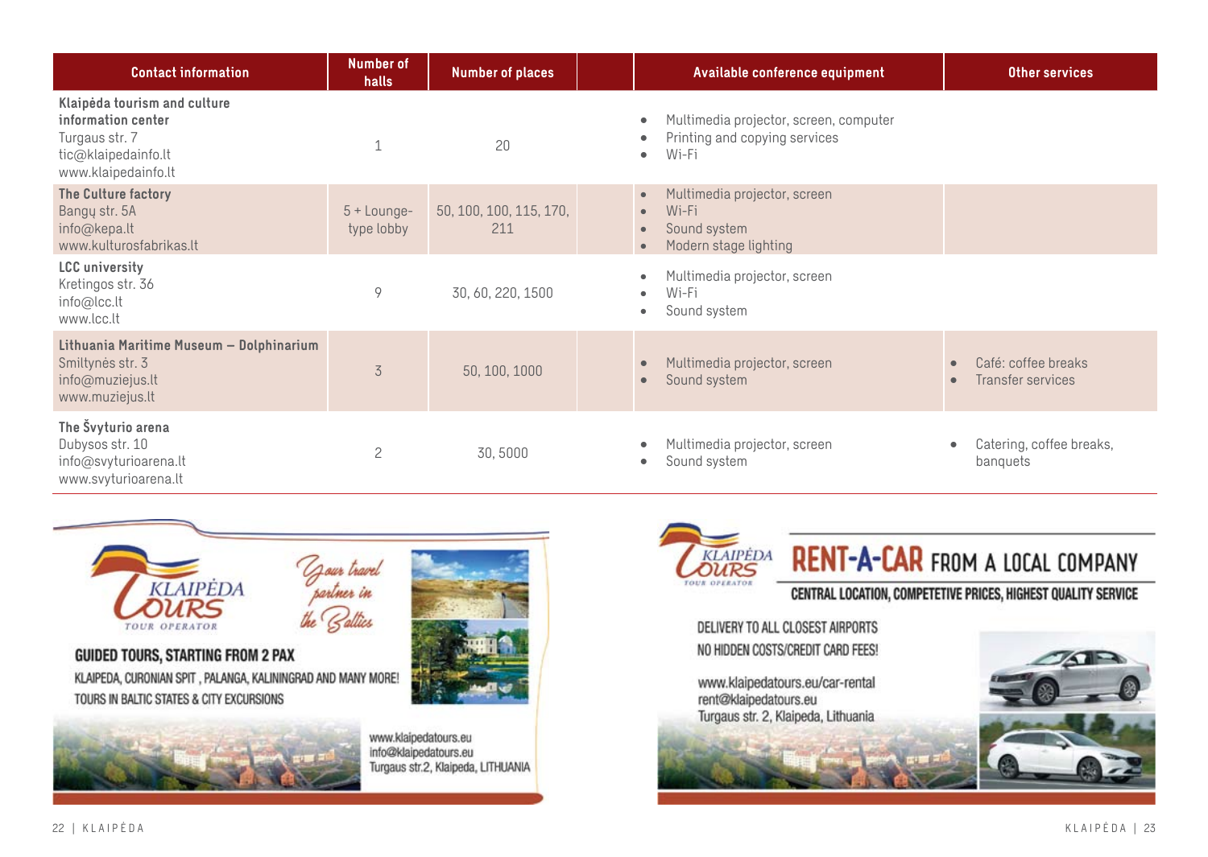| Contact information | Number of halls | Number of places | | Available conference equipment | Other services |
|---|---|---|---|---|---|
| **Klaipėda tourism and culture information center**<br>Turgaus str. 7<br>tic@klaipedainfo.lt<br>www.klaipedainfo.lt | 1 | 20 | | • Multimedia projector, screen, computer<br>• Printing and copying services<br>• Wi-Fi | |
| **The Culture factory**<br>Bangų str. 5A<br>info@kepa.lt<br>www.kulturosfabrikas.lt | 5 + Lounge-type lobby | 50, 100, 100, 115, 170, 211 | | • Multimedia projector, screen<br>• Wi-Fi<br>• Sound system<br>• Modern stage lighting | |
| **LCC university**<br>Kretingos str. 36<br>info@lcc.lt<br>www.lcc.lt | 9 | 30, 60, 220, 1500 | | • Multimedia projector, screen<br>• Wi-Fi<br>• Sound system | |
| **Lithuania Maritime Museum – Dolphinarium**<br>Smiltynės str. 3<br>info@muziejus.lt<br>www.muziejus.lt | 3 | 50, 100, 1000 | | • Multimedia projector, screen<br>• Sound system | • Café: coffee breaks<br>• Transfer services |
| **The Švyturio arena**<br>Dubysos str. 10<br>info@svyturioarena.lt<br>www.svyturioarena.lt | 2 | 30, 5000 | | • Multimedia projector, screen<br>• Sound system | • Catering, coffee breaks, banquets |

KLAIPĖDA TOURS TOUR OPERATOR

*Your travel partner in the Baltics*

**GUIDED TOURS, STARTING FROM 2 PAX**

KLAIPEDA, CURONIAN SPIT , PALANGA, KALININGRAD AND MANY MORE!
TOURS IN BALTIC STATES & CITY EXCURSIONS

www.klaipedatours.eu
info@klaipedatours.eu
Turgaus str.2, Klaipeda, LITHUANIA

KLAIPĖDA TOURS TOUR OPERATOR

**RENT-A-CAR FROM A LOCAL COMPANY**

**CENTRAL LOCATION, COMPETETIVE PRICES, HIGHEST QUALITY SERVICE**

DELIVERY TO ALL CLOSEST AIRPORTS
NO HIDDEN COSTS/CREDIT CARD FEES!

www.klaipedatours.eu/car-rental
rent@klaipedatours.eu
Turgaus str. 2, Klaipeda, Lithuania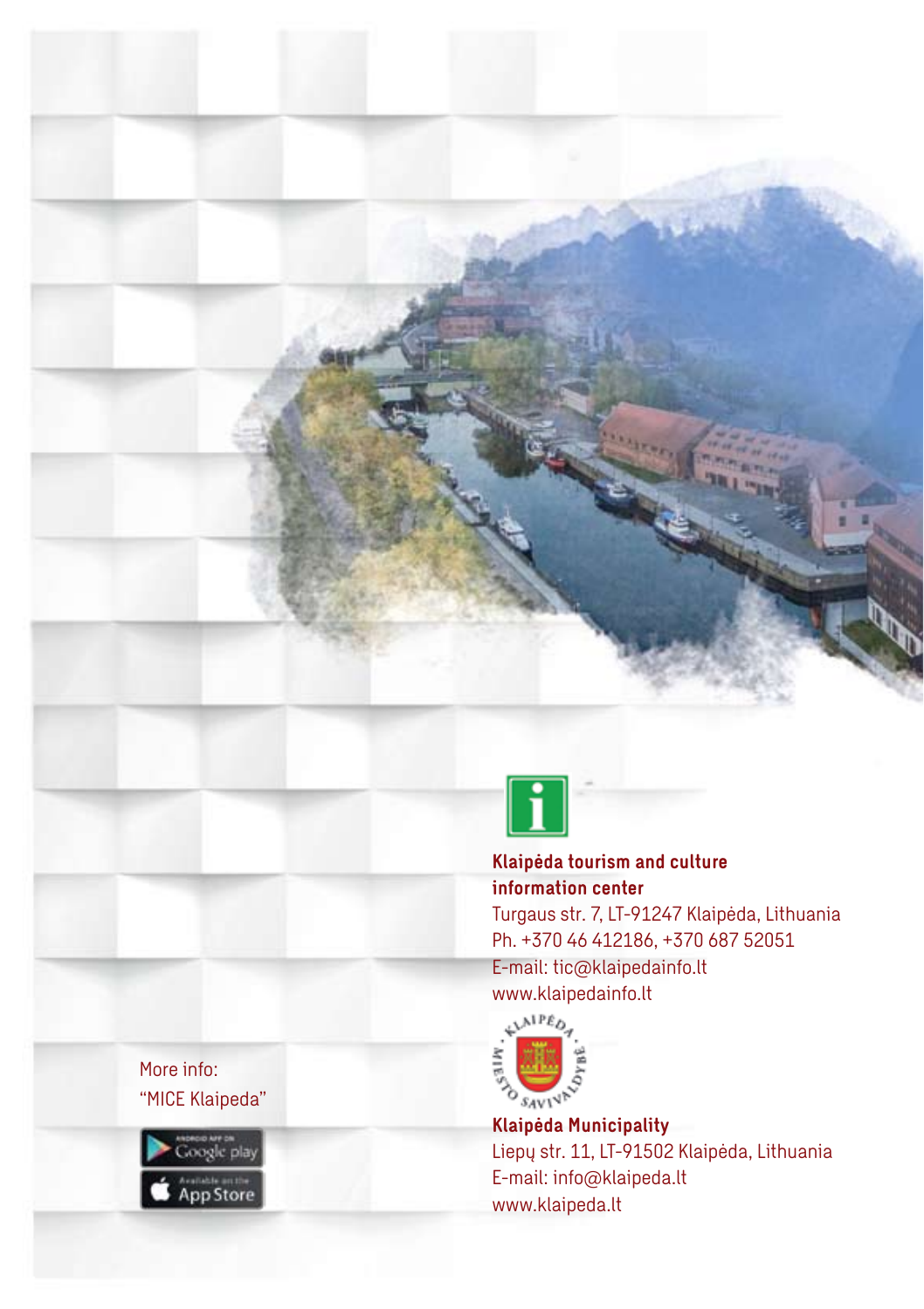**Klaipėda tourism and culture information center**
Turgaus str. 7, LT-91247 Klaipėda, Lithuania
Ph. +370 46 412186, +370 687 52051
E-mail: tic@klaipedainfo.lt
www.klaipedainfo.lt

**Klaipėda Municipality**
Liepų str. 11, LT-91502 Klaipėda, Lithuania
E-mail: info@klaipeda.lt
www.klaipeda.lt

More info:
"MICE Klaipeda"